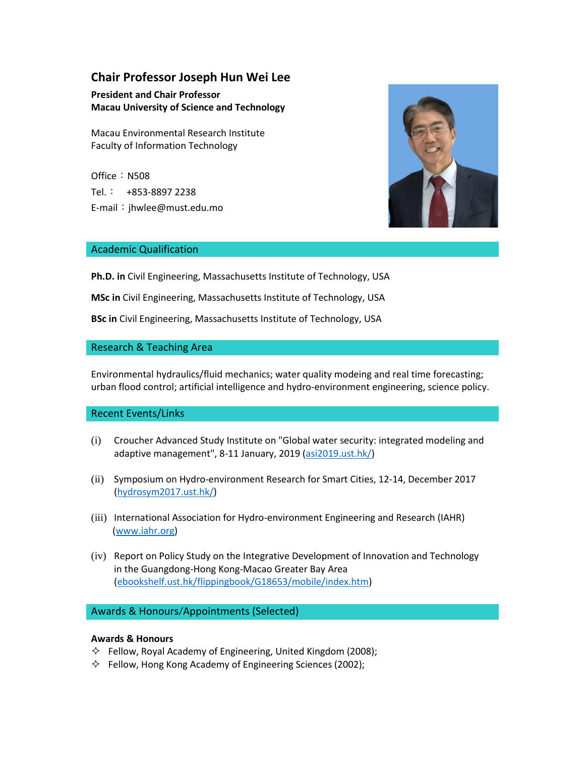# Chair Professor Joseph Hun Wei Lee

**President and Chair Professor**
**Macau University of Science and Technology**

Macau Environmental Research Institute
Faculty of Information Technology

Office：N508
Tel.：  +853-8897 2238
E-mail：jhwlee@must.edu.mo

## Academic Qualification

**Ph.D. in** Civil Engineering, Massachusetts Institute of Technology, USA

**MSc in** Civil Engineering, Massachusetts Institute of Technology, USA

**BSc in** Civil Engineering, Massachusetts Institute of Technology, USA

## Research & Teaching Area

Environmental hydraulics/fluid mechanics; water quality modeing and real time forecasting; urban flood control; artificial intelligence and hydro-environment engineering, science policy.

## Recent Events/Links

(i) Croucher Advanced Study Institute on "Global water security: integrated modeling and adaptive management", 8-11 January, 2019 (asi2019.ust.hk/)

(ii) Symposium on Hydro-environment Research for Smart Cities, 12-14, December 2017 (hydrosym2017.ust.hk/)

(iii) International Association for Hydro-environment Engineering and Research (IAHR) (www.iahr.org)

(iv) Report on Policy Study on the Integrative Development of Innovation and Technology in the Guangdong-Hong Kong-Macao Greater Bay Area (ebookshelf.ust.hk/flippingbook/G18653/mobile/index.htm)

## Awards & Honours/Appointments (Selected)

**Awards & Honours**

- Fellow, Royal Academy of Engineering, United Kingdom (2008);
- Fellow, Hong Kong Academy of Engineering Sciences (2002);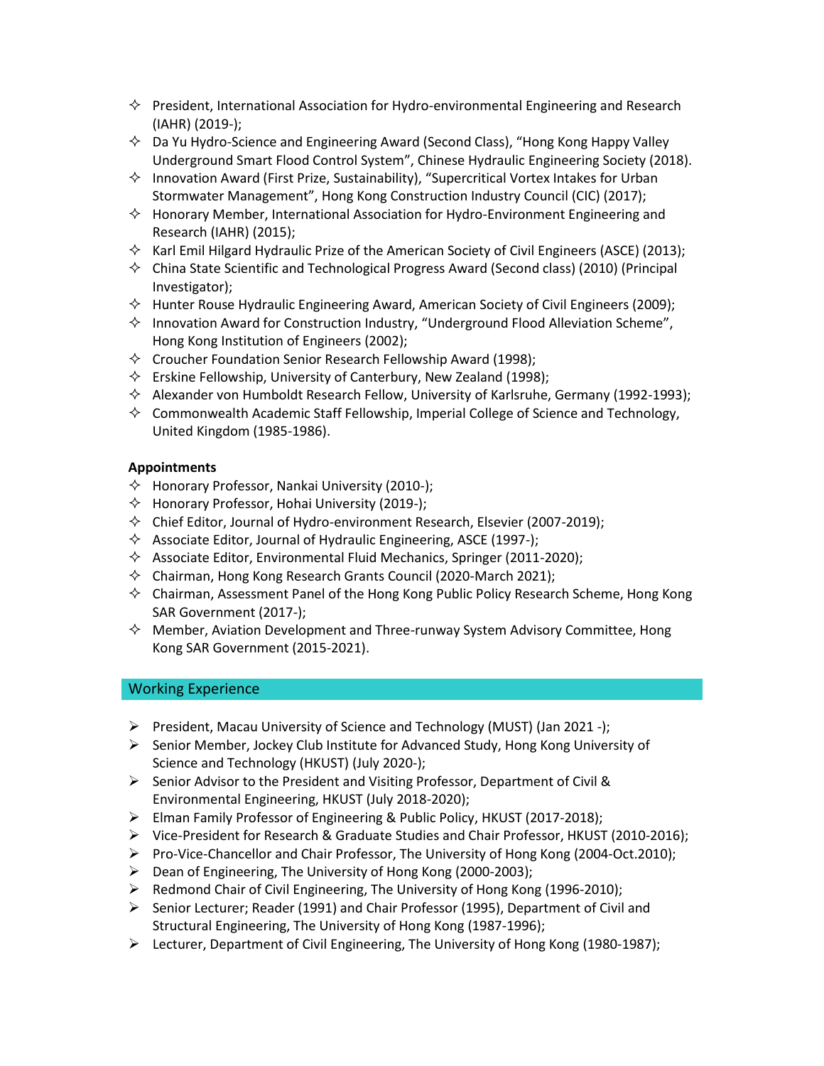- President, International Association for Hydro-environmental Engineering and Research (IAHR) (2019-);
- Da Yu Hydro-Science and Engineering Award (Second Class), "Hong Kong Happy Valley Underground Smart Flood Control System", Chinese Hydraulic Engineering Society (2018).
- Innovation Award (First Prize, Sustainability), "Supercritical Vortex Intakes for Urban Stormwater Management", Hong Kong Construction Industry Council (CIC) (2017);
- Honorary Member, International Association for Hydro-Environment Engineering and Research (IAHR) (2015);
- Karl Emil Hilgard Hydraulic Prize of the American Society of Civil Engineers (ASCE) (2013);
- China State Scientific and Technological Progress Award (Second class) (2010) (Principal Investigator);
- Hunter Rouse Hydraulic Engineering Award, American Society of Civil Engineers (2009);
- Innovation Award for Construction Industry, "Underground Flood Alleviation Scheme", Hong Kong Institution of Engineers (2002);
- Croucher Foundation Senior Research Fellowship Award (1998);
- Erskine Fellowship, University of Canterbury, New Zealand (1998);
- Alexander von Humboldt Research Fellow, University of Karlsruhe, Germany (1992-1993);
- Commonwealth Academic Staff Fellowship, Imperial College of Science and Technology, United Kingdom (1985-1986).

**Appointments**

- Honorary Professor, Nankai University (2010-);
- Honorary Professor, Hohai University (2019-);
- Chief Editor, Journal of Hydro-environment Research, Elsevier (2007-2019);
- Associate Editor, Journal of Hydraulic Engineering, ASCE (1997-);
- Associate Editor, Environmental Fluid Mechanics, Springer (2011-2020);
- Chairman, Hong Kong Research Grants Council (2020-March 2021);
- Chairman, Assessment Panel of the Hong Kong Public Policy Research Scheme, Hong Kong SAR Government (2017-);
- Member, Aviation Development and Three-runway System Advisory Committee, Hong Kong SAR Government (2015-2021).

## Working Experience

- President, Macau University of Science and Technology (MUST) (Jan 2021 -);
- Senior Member, Jockey Club Institute for Advanced Study, Hong Kong University of Science and Technology (HKUST) (July 2020-);
- Senior Advisor to the President and Visiting Professor, Department of Civil & Environmental Engineering, HKUST (July 2018-2020);
- Elman Family Professor of Engineering & Public Policy, HKUST (2017-2018);
- Vice-President for Research & Graduate Studies and Chair Professor, HKUST (2010-2016);
- Pro-Vice-Chancellor and Chair Professor, The University of Hong Kong (2004-Oct.2010);
- Dean of Engineering, The University of Hong Kong (2000-2003);
- Redmond Chair of Civil Engineering, The University of Hong Kong (1996-2010);
- Senior Lecturer; Reader (1991) and Chair Professor (1995), Department of Civil and Structural Engineering, The University of Hong Kong (1987-1996);
- Lecturer, Department of Civil Engineering, The University of Hong Kong (1980-1987);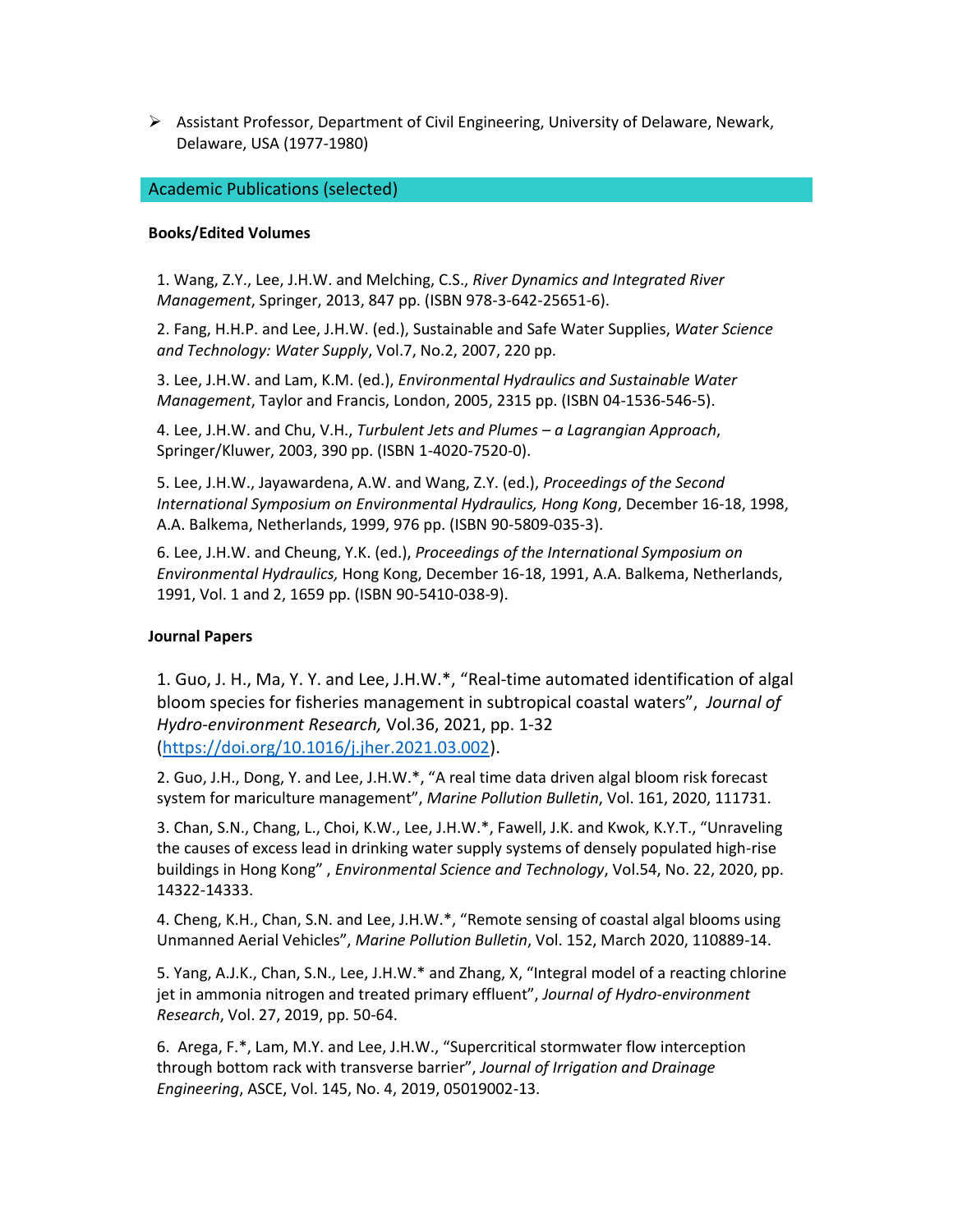- Assistant Professor, Department of Civil Engineering, University of Delaware, Newark, Delaware, USA (1977-1980)

## Academic Publications (selected)

**Books/Edited Volumes**

1. Wang, Z.Y., Lee, J.H.W. and Melching, C.S., *River Dynamics and Integrated River Management*, Springer, 2013, 847 pp. (ISBN 978-3-642-25651-6).

2. Fang, H.H.P. and Lee, J.H.W. (ed.), Sustainable and Safe Water Supplies, *Water Science and Technology: Water Supply*, Vol.7, No.2, 2007, 220 pp.

3. Lee, J.H.W. and Lam, K.M. (ed.), *Environmental Hydraulics and Sustainable Water Management*, Taylor and Francis, London, 2005, 2315 pp. (ISBN 04-1536-546-5).

4. Lee, J.H.W. and Chu, V.H., *Turbulent Jets and Plumes – a Lagrangian Approach*, Springer/Kluwer, 2003, 390 pp. (ISBN 1-4020-7520-0).

5. Lee, J.H.W., Jayawardena, A.W. and Wang, Z.Y. (ed.), *Proceedings of the Second International Symposium on Environmental Hydraulics, Hong Kong*, December 16-18, 1998, A.A. Balkema, Netherlands, 1999, 976 pp. (ISBN 90-5809-035-3).

6. Lee, J.H.W. and Cheung, Y.K. (ed.), *Proceedings of the International Symposium on Environmental Hydraulics,* Hong Kong, December 16-18, 1991, A.A. Balkema, Netherlands, 1991, Vol. 1 and 2, 1659 pp. (ISBN 90-5410-038-9).

**Journal Papers**

1. Guo, J. H., Ma, Y. Y. and Lee, J.H.W.*, "Real-time automated identification of algal bloom species for fisheries management in subtropical coastal waters", *Journal of Hydro-environment Research,* Vol.36, 2021, pp. 1-32 (https://doi.org/10.1016/j.jher.2021.03.002).

2. Guo, J.H., Dong, Y. and Lee, J.H.W.*, "A real time data driven algal bloom risk forecast system for mariculture management", *Marine Pollution Bulletin*, Vol. 161, 2020, 111731.

3. Chan, S.N., Chang, L., Choi, K.W., Lee, J.H.W.*, Fawell, J.K. and Kwok, K.Y.T., "Unraveling the causes of excess lead in drinking water supply systems of densely populated high-rise buildings in Hong Kong" , *Environmental Science and Technology*, Vol.54, No. 22, 2020, pp. 14322-14333.

4. Cheng, K.H., Chan, S.N. and Lee, J.H.W.*, "Remote sensing of coastal algal blooms using Unmanned Aerial Vehicles", *Marine Pollution Bulletin*, Vol. 152, March 2020, 110889-14.

5. Yang, A.J.K., Chan, S.N., Lee, J.H.W.* and Zhang, X, "Integral model of a reacting chlorine jet in ammonia nitrogen and treated primary effluent", *Journal of Hydro-environment Research*, Vol. 27, 2019, pp. 50-64.

6. Arega, F.*, Lam, M.Y. and Lee, J.H.W., "Supercritical stormwater flow interception through bottom rack with transverse barrier", *Journal of Irrigation and Drainage Engineering*, ASCE, Vol. 145, No. 4, 2019, 05019002-13.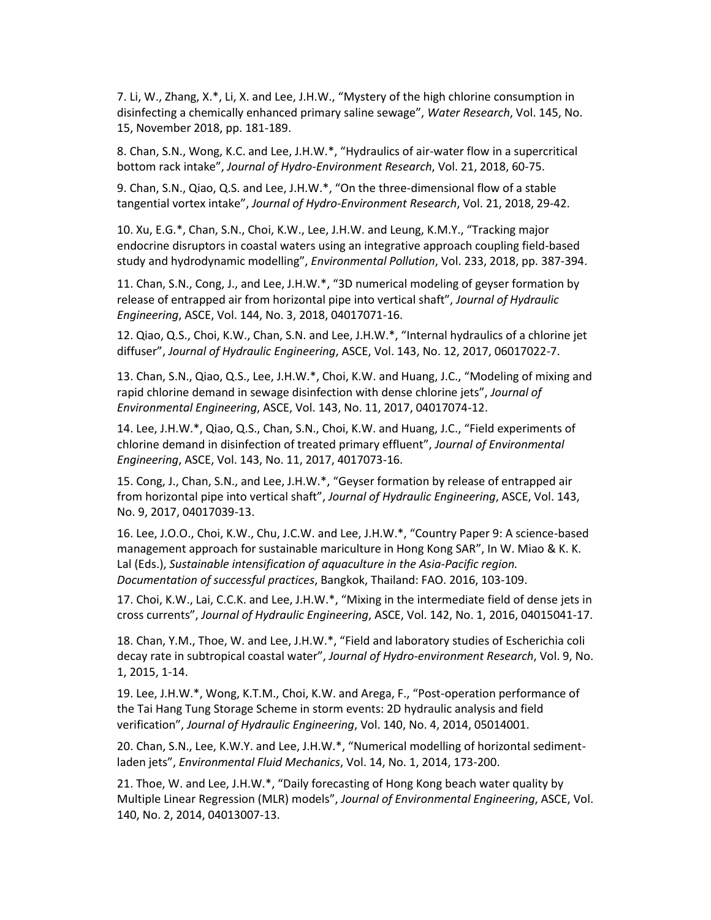7. Li, W., Zhang, X.*, Li, X. and Lee, J.H.W., "Mystery of the high chlorine consumption in disinfecting a chemically enhanced primary saline sewage", *Water Research*, Vol. 145, No. 15, November 2018, pp. 181-189.

8. Chan, S.N., Wong, K.C. and Lee, J.H.W.*, "Hydraulics of air-water flow in a supercritical bottom rack intake", *Journal of Hydro-Environment Research*, Vol. 21, 2018, 60-75.

9. Chan, S.N., Qiao, Q.S. and Lee, J.H.W.*, "On the three-dimensional flow of a stable tangential vortex intake", *Journal of Hydro-Environment Research*, Vol. 21, 2018, 29-42.

10. Xu, E.G.*, Chan, S.N., Choi, K.W., Lee, J.H.W. and Leung, K.M.Y., "Tracking major endocrine disruptors in coastal waters using an integrative approach coupling field-based study and hydrodynamic modelling", *Environmental Pollution*, Vol. 233, 2018, pp. 387-394.

11. Chan, S.N., Cong, J., and Lee, J.H.W.*, "3D numerical modeling of geyser formation by release of entrapped air from horizontal pipe into vertical shaft", *Journal of Hydraulic Engineering*, ASCE, Vol. 144, No. 3, 2018, 04017071-16.

12. Qiao, Q.S., Choi, K.W., Chan, S.N. and Lee, J.H.W.*, "Internal hydraulics of a chlorine jet diffuser", *Journal of Hydraulic Engineering*, ASCE, Vol. 143, No. 12, 2017, 06017022-7.

13. Chan, S.N., Qiao, Q.S., Lee, J.H.W.*, Choi, K.W. and Huang, J.C., "Modeling of mixing and rapid chlorine demand in sewage disinfection with dense chlorine jets", *Journal of Environmental Engineering*, ASCE, Vol. 143, No. 11, 2017, 04017074-12.

14. Lee, J.H.W.*, Qiao, Q.S., Chan, S.N., Choi, K.W. and Huang, J.C., "Field experiments of chlorine demand in disinfection of treated primary effluent", *Journal of Environmental Engineering*, ASCE, Vol. 143, No. 11, 2017, 4017073-16.

15. Cong, J., Chan, S.N., and Lee, J.H.W.*, "Geyser formation by release of entrapped air from horizontal pipe into vertical shaft", *Journal of Hydraulic Engineering*, ASCE, Vol. 143, No. 9, 2017, 04017039-13.

16. Lee, J.O.O., Choi, K.W., Chu, J.C.W. and Lee, J.H.W.*, "Country Paper 9: A science-based management approach for sustainable mariculture in Hong Kong SAR", In W. Miao & K. K. Lal (Eds.), *Sustainable intensification of aquaculture in the Asia-Pacific region. Documentation of successful practices*, Bangkok, Thailand: FAO. 2016, 103-109.

17. Choi, K.W., Lai, C.C.K. and Lee, J.H.W.*, "Mixing in the intermediate field of dense jets in cross currents", *Journal of Hydraulic Engineering*, ASCE, Vol. 142, No. 1, 2016, 04015041-17.

18. Chan, Y.M., Thoe, W. and Lee, J.H.W.*, "Field and laboratory studies of Escherichia coli decay rate in subtropical coastal water", *Journal of Hydro-environment Research*, Vol. 9, No. 1, 2015, 1-14.

19. Lee, J.H.W.*, Wong, K.T.M., Choi, K.W. and Arega, F., "Post-operation performance of the Tai Hang Tung Storage Scheme in storm events: 2D hydraulic analysis and field verification", *Journal of Hydraulic Engineering*, Vol. 140, No. 4, 2014, 05014001.

20. Chan, S.N., Lee, K.W.Y. and Lee, J.H.W.*, "Numerical modelling of horizontal sediment-laden jets", *Environmental Fluid Mechanics*, Vol. 14, No. 1, 2014, 173-200.

21. Thoe, W. and Lee, J.H.W.*, "Daily forecasting of Hong Kong beach water quality by Multiple Linear Regression (MLR) models", *Journal of Environmental Engineering*, ASCE, Vol. 140, No. 2, 2014, 04013007-13.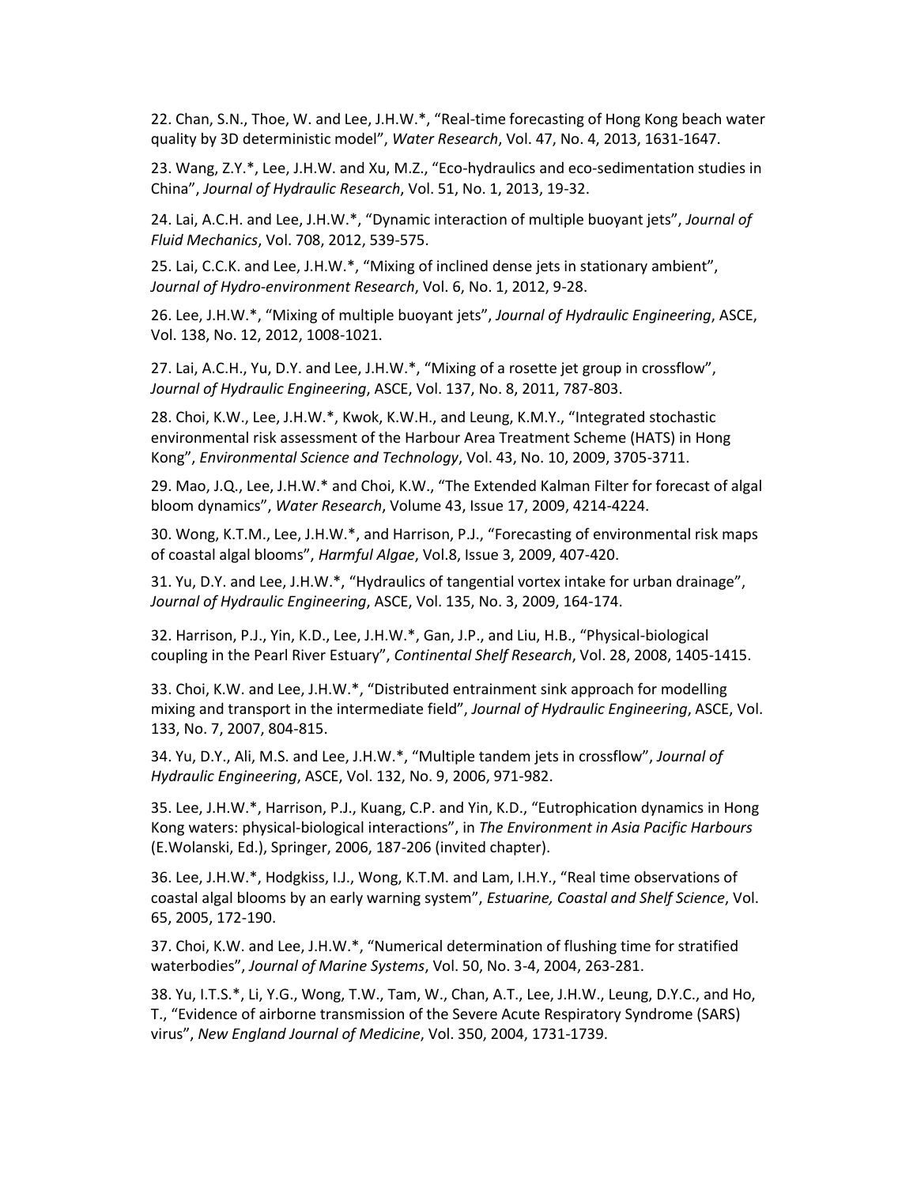22. Chan, S.N., Thoe, W. and Lee, J.H.W.*, "Real-time forecasting of Hong Kong beach water quality by 3D deterministic model", *Water Research*, Vol. 47, No. 4, 2013, 1631-1647.

23. Wang, Z.Y.*, Lee, J.H.W. and Xu, M.Z., "Eco-hydraulics and eco-sedimentation studies in China", *Journal of Hydraulic Research*, Vol. 51, No. 1, 2013, 19-32.

24. Lai, A.C.H. and Lee, J.H.W.*, "Dynamic interaction of multiple buoyant jets", *Journal of Fluid Mechanics*, Vol. 708, 2012, 539-575.

25. Lai, C.C.K. and Lee, J.H.W.*, "Mixing of inclined dense jets in stationary ambient", *Journal of Hydro-environment Research*, Vol. 6, No. 1, 2012, 9-28.

26. Lee, J.H.W.*, "Mixing of multiple buoyant jets", *Journal of Hydraulic Engineering*, ASCE, Vol. 138, No. 12, 2012, 1008-1021.

27. Lai, A.C.H., Yu, D.Y. and Lee, J.H.W.*, "Mixing of a rosette jet group in crossflow", *Journal of Hydraulic Engineering*, ASCE, Vol. 137, No. 8, 2011, 787-803.

28. Choi, K.W., Lee, J.H.W.*, Kwok, K.W.H., and Leung, K.M.Y., "Integrated stochastic environmental risk assessment of the Harbour Area Treatment Scheme (HATS) in Hong Kong", *Environmental Science and Technology*, Vol. 43, No. 10, 2009, 3705-3711.

29. Mao, J.Q., Lee, J.H.W.* and Choi, K.W., "The Extended Kalman Filter for forecast of algal bloom dynamics", *Water Research*, Volume 43, Issue 17, 2009, 4214-4224.

30. Wong, K.T.M., Lee, J.H.W.*, and Harrison, P.J., "Forecasting of environmental risk maps of coastal algal blooms", *Harmful Algae*, Vol.8, Issue 3, 2009, 407-420.

31. Yu, D.Y. and Lee, J.H.W.*, "Hydraulics of tangential vortex intake for urban drainage", *Journal of Hydraulic Engineering*, ASCE, Vol. 135, No. 3, 2009, 164-174.

32. Harrison, P.J., Yin, K.D., Lee, J.H.W.*, Gan, J.P., and Liu, H.B., "Physical-biological coupling in the Pearl River Estuary", *Continental Shelf Research*, Vol. 28, 2008, 1405-1415.

33. Choi, K.W. and Lee, J.H.W.*, "Distributed entrainment sink approach for modelling mixing and transport in the intermediate field", *Journal of Hydraulic Engineering*, ASCE, Vol. 133, No. 7, 2007, 804-815.

34. Yu, D.Y., Ali, M.S. and Lee, J.H.W.*, "Multiple tandem jets in crossflow", *Journal of Hydraulic Engineering*, ASCE, Vol. 132, No. 9, 2006, 971-982.

35. Lee, J.H.W.*, Harrison, P.J., Kuang, C.P. and Yin, K.D., "Eutrophication dynamics in Hong Kong waters: physical-biological interactions", in *The Environment in Asia Pacific Harbours* (E.Wolanski, Ed.), Springer, 2006, 187-206 (invited chapter).

36. Lee, J.H.W.*, Hodgkiss, I.J., Wong, K.T.M. and Lam, I.H.Y., "Real time observations of coastal algal blooms by an early warning system", *Estuarine, Coastal and Shelf Science*, Vol. 65, 2005, 172-190.

37. Choi, K.W. and Lee, J.H.W.*, "Numerical determination of flushing time for stratified waterbodies", *Journal of Marine Systems*, Vol. 50, No. 3-4, 2004, 263-281.

38. Yu, I.T.S.*, Li, Y.G., Wong, T.W., Tam, W., Chan, A.T., Lee, J.H.W., Leung, D.Y.C., and Ho, T., "Evidence of airborne transmission of the Severe Acute Respiratory Syndrome (SARS) virus", *New England Journal of Medicine*, Vol. 350, 2004, 1731-1739.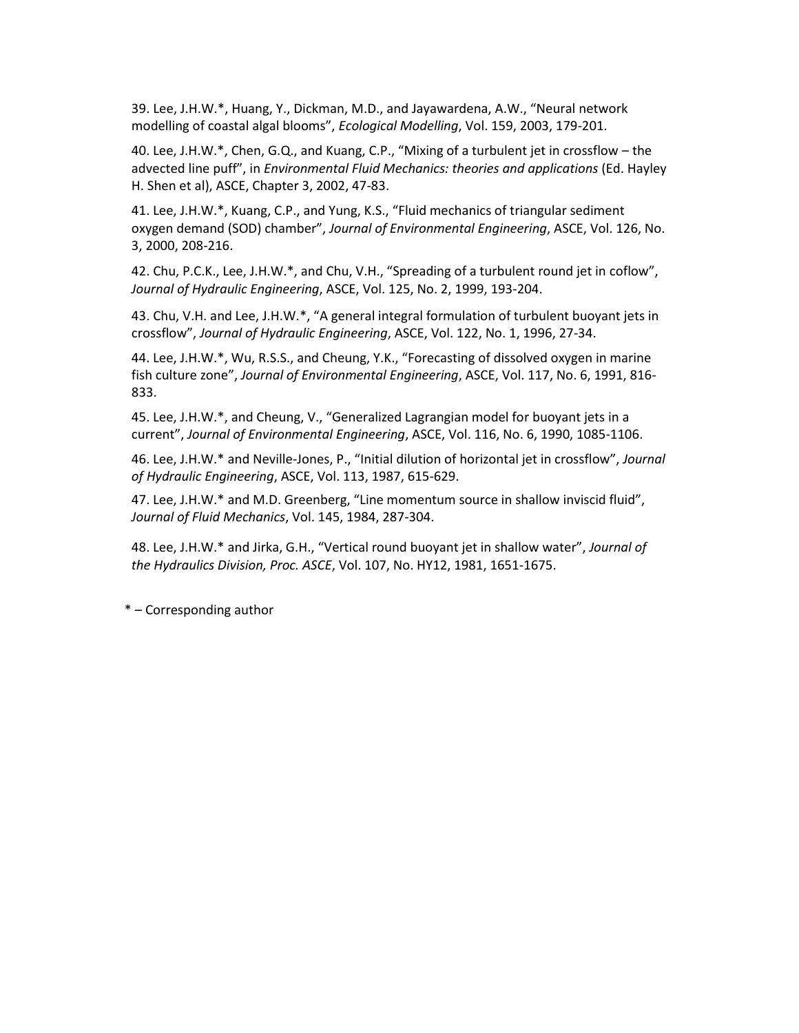39. Lee, J.H.W.*, Huang, Y., Dickman, M.D., and Jayawardena, A.W., "Neural network modelling of coastal algal blooms", *Ecological Modelling*, Vol. 159, 2003, 179-201.

40. Lee, J.H.W.*, Chen, G.Q., and Kuang, C.P., "Mixing of a turbulent jet in crossflow – the advected line puff", in *Environmental Fluid Mechanics: theories and applications* (Ed. Hayley H. Shen et al), ASCE, Chapter 3, 2002, 47-83.

41. Lee, J.H.W.*, Kuang, C.P., and Yung, K.S., "Fluid mechanics of triangular sediment oxygen demand (SOD) chamber", *Journal of Environmental Engineering*, ASCE, Vol. 126, No. 3, 2000, 208-216.

42. Chu, P.C.K., Lee, J.H.W.*, and Chu, V.H., "Spreading of a turbulent round jet in coflow", *Journal of Hydraulic Engineering*, ASCE, Vol. 125, No. 2, 1999, 193-204.

43. Chu, V.H. and Lee, J.H.W.*, "A general integral formulation of turbulent buoyant jets in crossflow", *Journal of Hydraulic Engineering*, ASCE, Vol. 122, No. 1, 1996, 27-34.

44. Lee, J.H.W.*, Wu, R.S.S., and Cheung, Y.K., "Forecasting of dissolved oxygen in marine fish culture zone", *Journal of Environmental Engineering*, ASCE, Vol. 117, No. 6, 1991, 816-833.

45. Lee, J.H.W.*, and Cheung, V., "Generalized Lagrangian model for buoyant jets in a current", *Journal of Environmental Engineering*, ASCE, Vol. 116, No. 6, 1990, 1085-1106.

46. Lee, J.H.W.* and Neville-Jones, P., "Initial dilution of horizontal jet in crossflow", *Journal of Hydraulic Engineering*, ASCE, Vol. 113, 1987, 615-629.

47. Lee, J.H.W.* and M.D. Greenberg, "Line momentum source in shallow inviscid fluid", *Journal of Fluid Mechanics*, Vol. 145, 1984, 287-304.

48. Lee, J.H.W.* and Jirka, G.H., "Vertical round buoyant jet in shallow water", *Journal of the Hydraulics Division, Proc. ASCE*, Vol. 107, No. HY12, 1981, 1651-1675.

* – Corresponding author